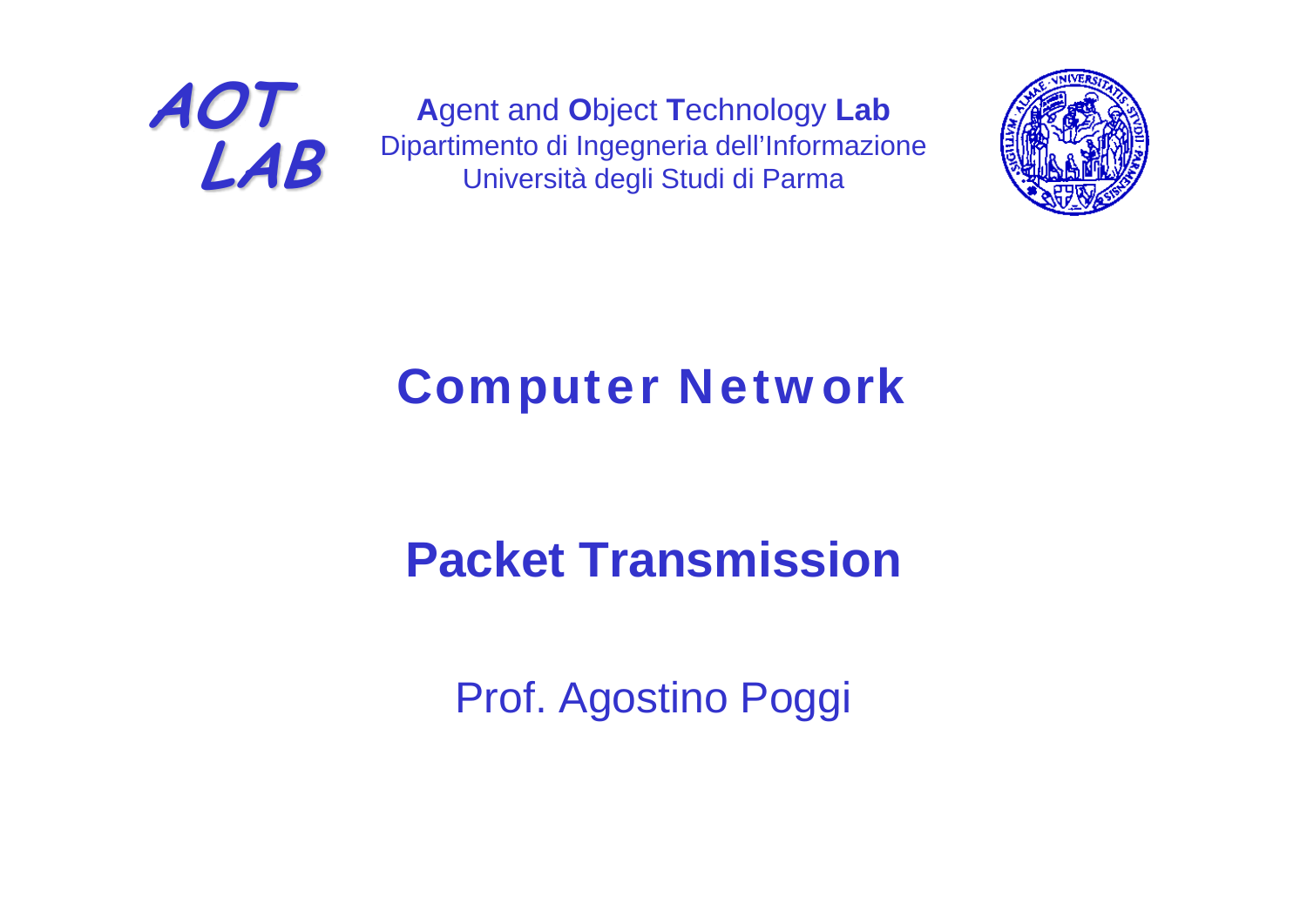AOT LAB

**A**gent and **O**bject **T**echnology **Lab**
Dipartimento di Ingegneria dell'Informazione
Università degli Studi di Parma

# Computer Network

## Packet Transmission

Prof. Agostino Poggi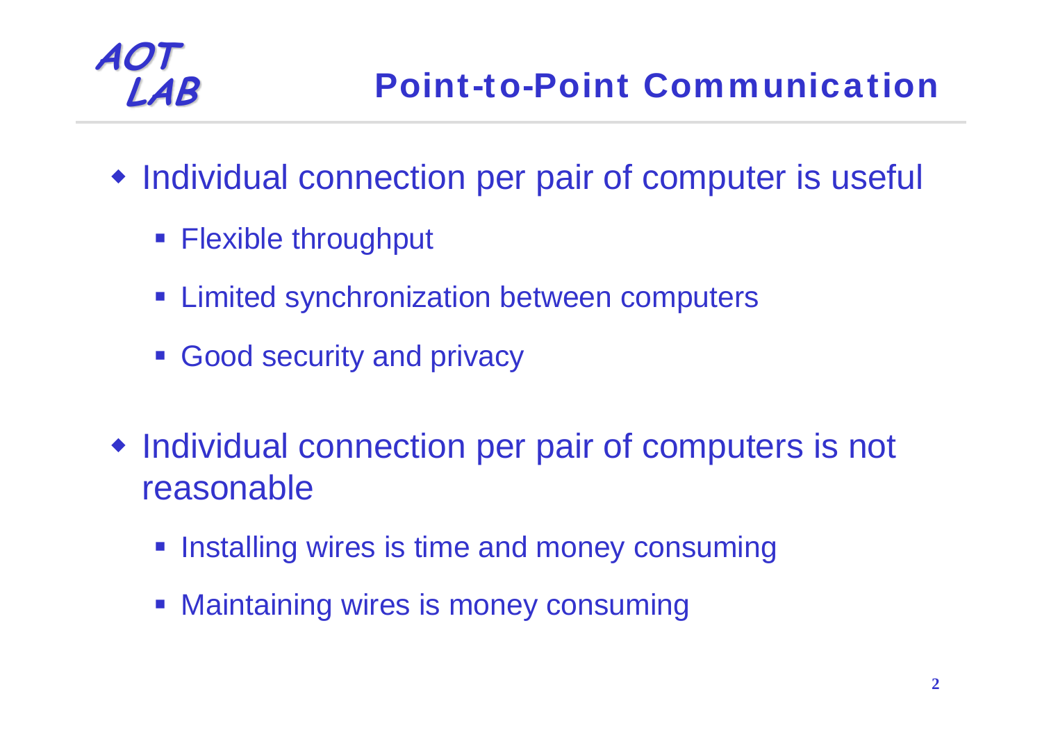# Point-to-Point Communication

- Individual connection per pair of computer is useful
  - Flexible throughput
  - Limited synchronization between computers
  - Good security and privacy
- Individual connection per pair of computers is not reasonable
  - Installing wires is time and money consuming
  - Maintaining wires is money consuming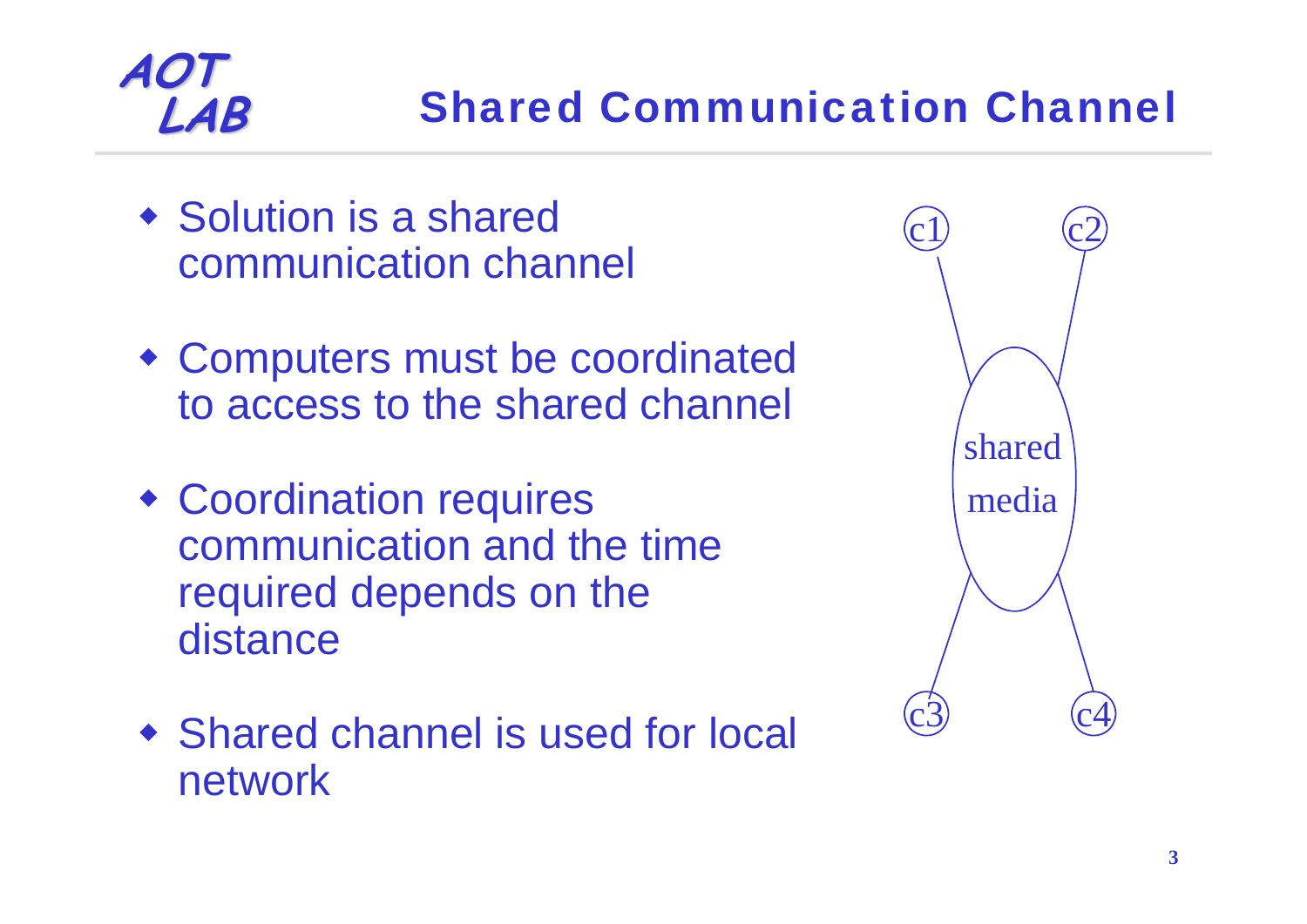# Shared Communication Channel

- Solution is a shared communication channel
- Computers must be coordinated to access to the shared channel
- Coordination requires communication and the time required depends on the distance
- Shared channel is used for local network

c1 c2

shared media

c3 c4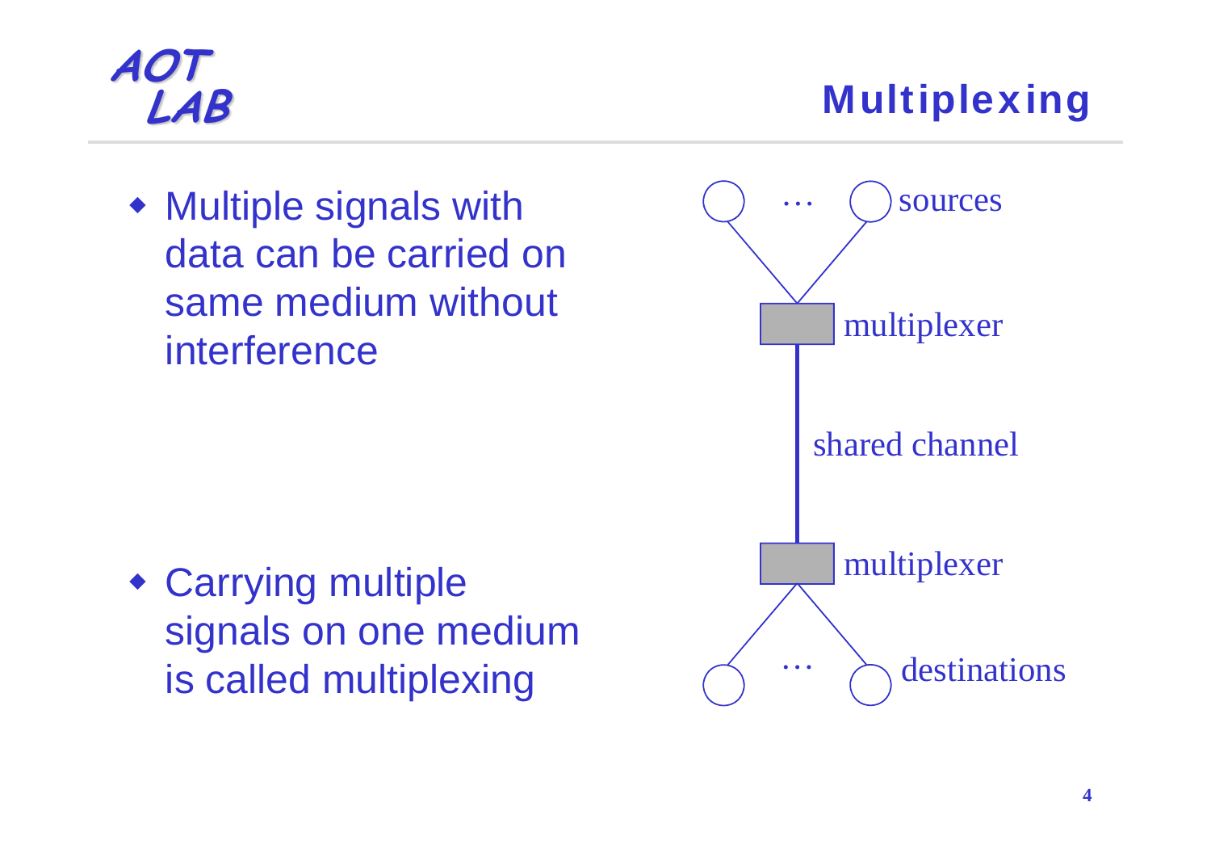# Multiplexing

- Multiple signals with data can be carried on same medium without interference

- Carrying multiple signals on one medium is called multiplexing

sources

multiplexer

shared channel

multiplexer

destinations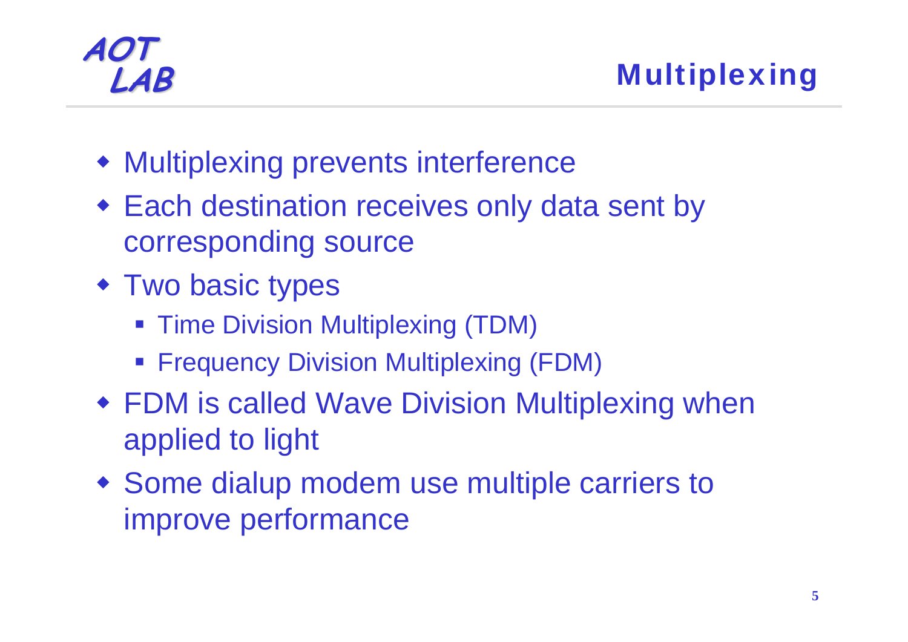# Multiplexing

- Multiplexing prevents interference
- Each destination receives only data sent by corresponding source
- Two basic types
  - Time Division Multiplexing (TDM)
  - Frequency Division Multiplexing (FDM)
- FDM is called Wave Division Multiplexing when applied to light
- Some dialup modem use multiple carriers to improve performance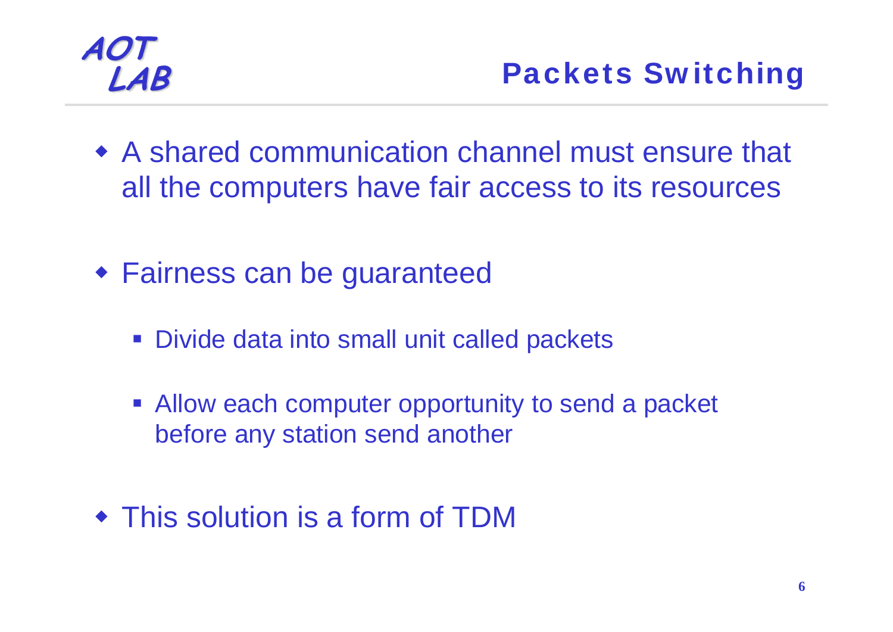# Packets Switching

- A shared communication channel must ensure that all the computers have fair access to its resources

- Fairness can be guaranteed
  - Divide data into small unit called packets
  - Allow each computer opportunity to send a packet before any station send another

- This solution is a form of TDM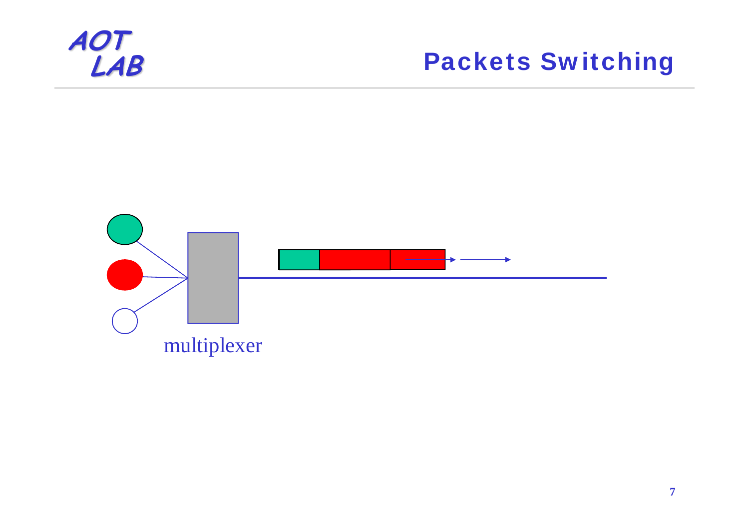# Packets Switching

multiplexer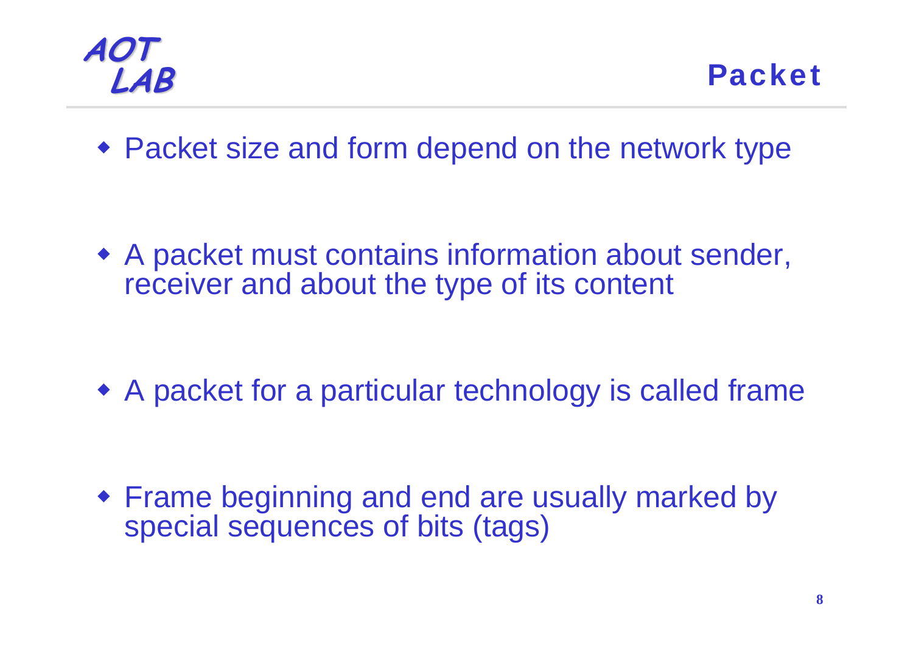# Packet

- Packet size and form depend on the network type

- A packet must contains information about sender, receiver and about the type of its content

- A packet for a particular technology is called frame

- Frame beginning and end are usually marked by special sequences of bits (tags)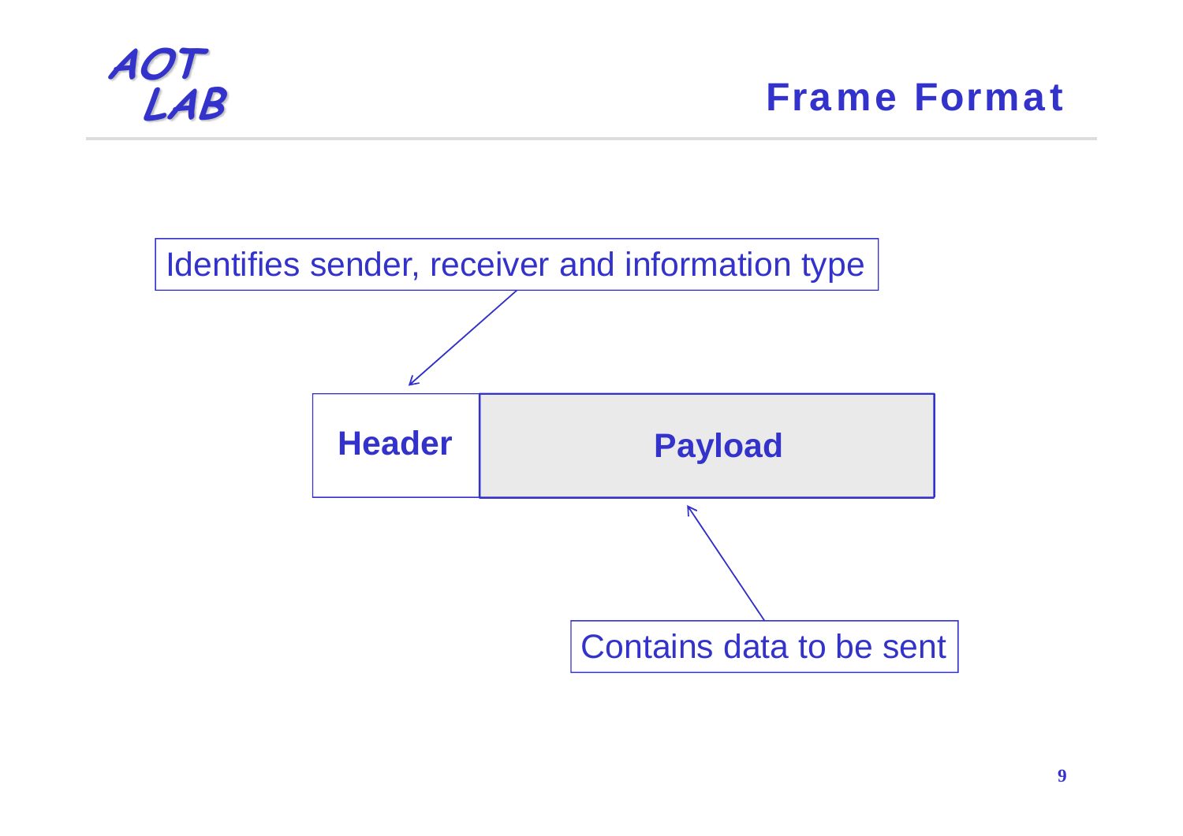# Frame Format

Identifies sender, receiver and information type

| Header | Payload |
|---|---|

Contains data to be sent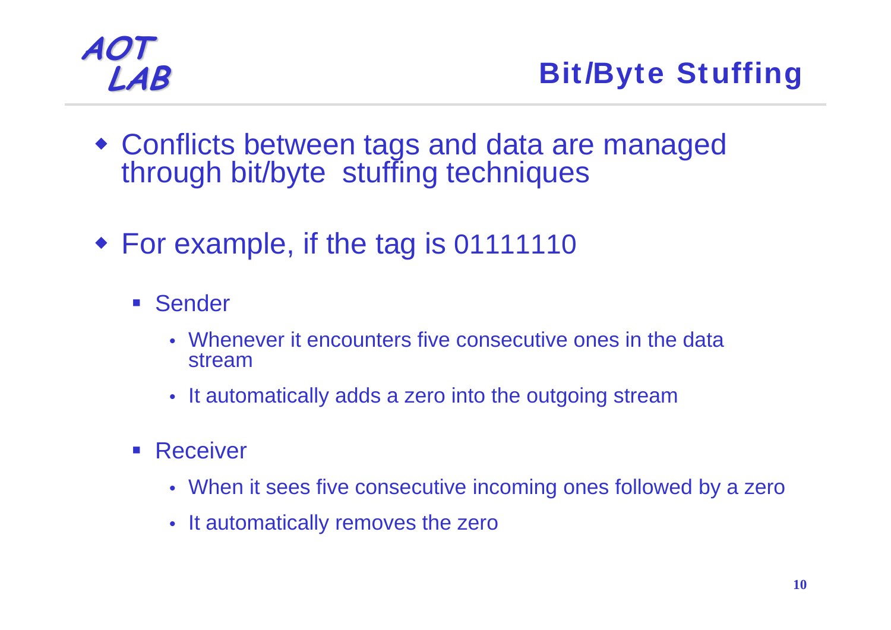# Bit/Byte Stuffing

- Conflicts between tags and data are managed through bit/byte stuffing techniques

- For example, if the tag is 01111110
  - Sender
    - Whenever it encounters five consecutive ones in the data stream
    - It automatically adds a zero into the outgoing stream
  - Receiver
    - When it sees five consecutive incoming ones followed by a zero
    - It automatically removes the zero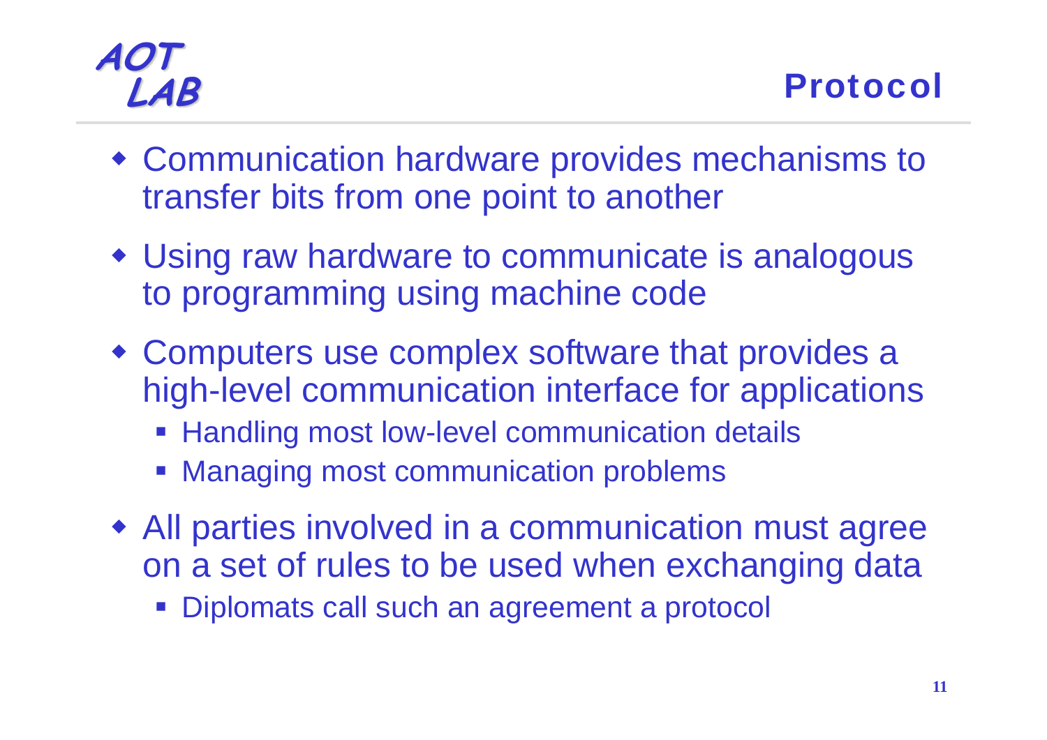# Protocol

- Communication hardware provides mechanisms to transfer bits from one point to another
- Using raw hardware to communicate is analogous to programming using machine code
- Computers use complex software that provides a high-level communication interface for applications
  - Handling most low-level communication details
  - Managing most communication problems
- All parties involved in a communication must agree on a set of rules to be used when exchanging data
  - Diplomats call such an agreement a protocol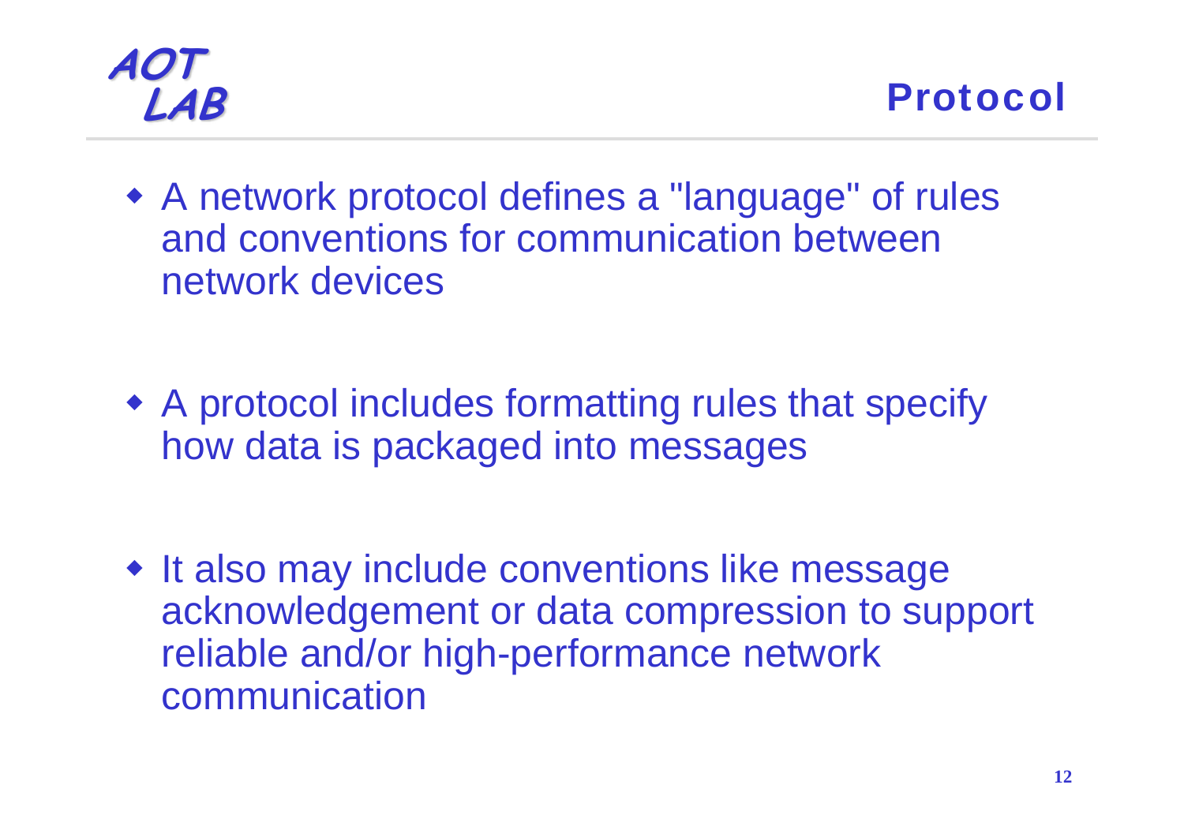## Protocol

- A network protocol defines a "language" of rules and conventions for communication between network devices
- A protocol includes formatting rules that specify how data is packaged into messages
- It also may include conventions like message acknowledgement or data compression to support reliable and/or high-performance network communication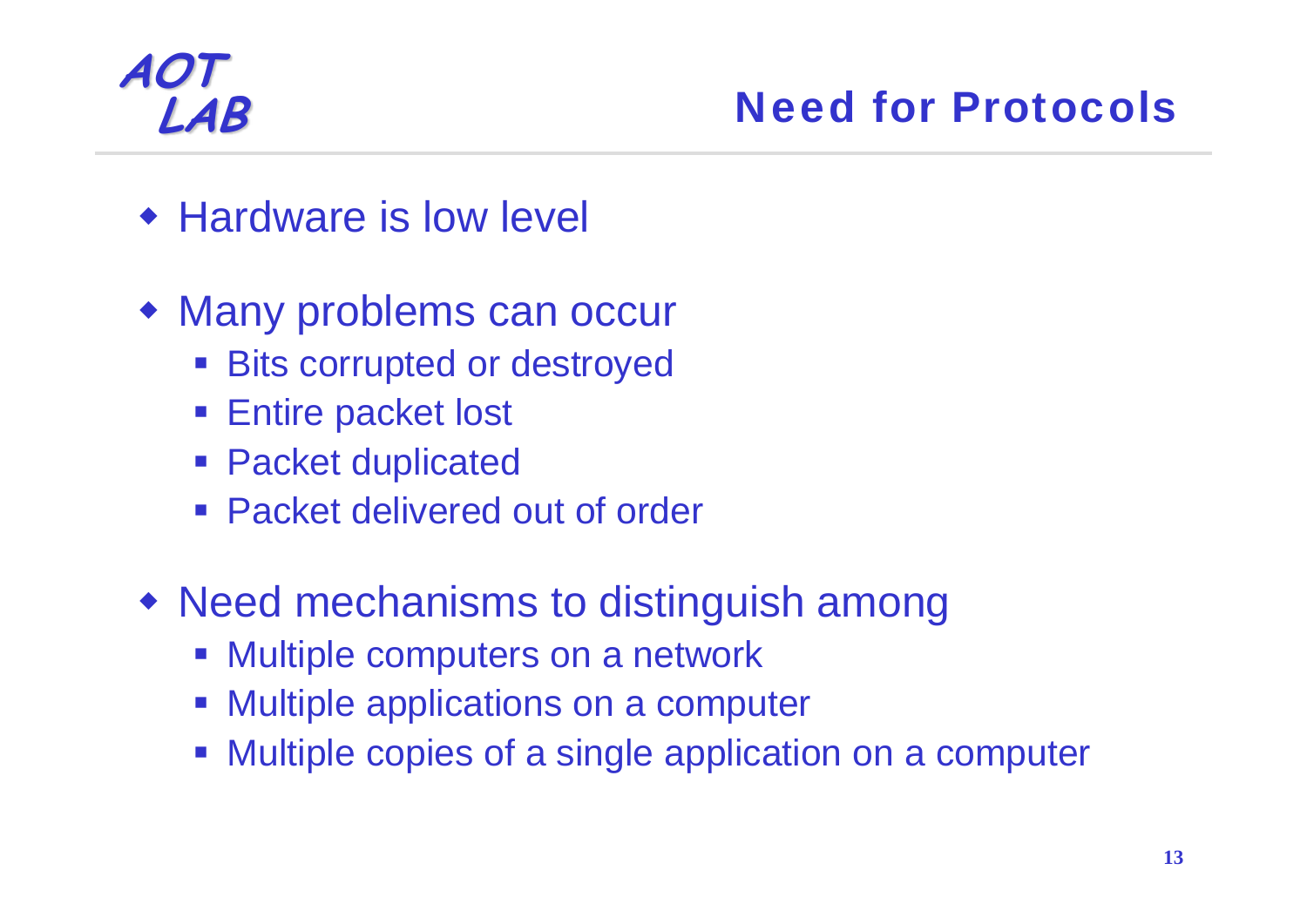# Need for Protocols

- Hardware is low level
- Many problems can occur
  - Bits corrupted or destroyed
  - Entire packet lost
  - Packet duplicated
  - Packet delivered out of order
- Need mechanisms to distinguish among
  - Multiple computers on a network
  - Multiple applications on a computer
  - Multiple copies of a single application on a computer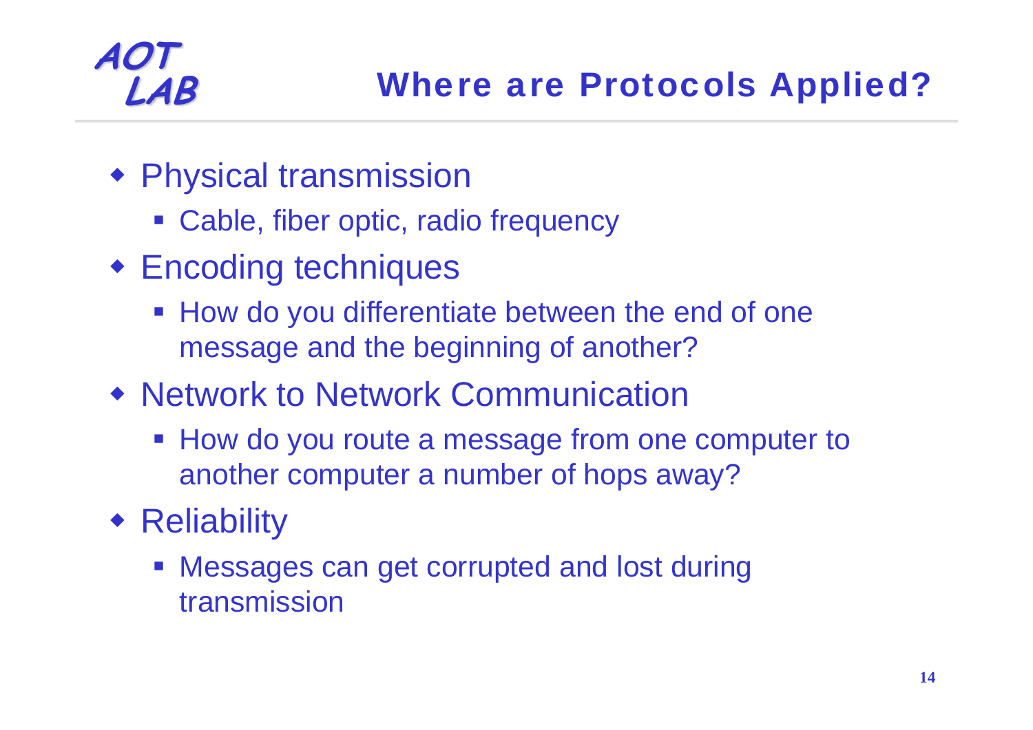# Where are Protocols Applied?

- Physical transmission
  - Cable, fiber optic, radio frequency
- Encoding techniques
  - How do you differentiate between the end of one message and the beginning of another?
- Network to Network Communication
  - How do you route a message from one computer to another computer a number of hops away?
- Reliability
  - Messages can get corrupted and lost during transmission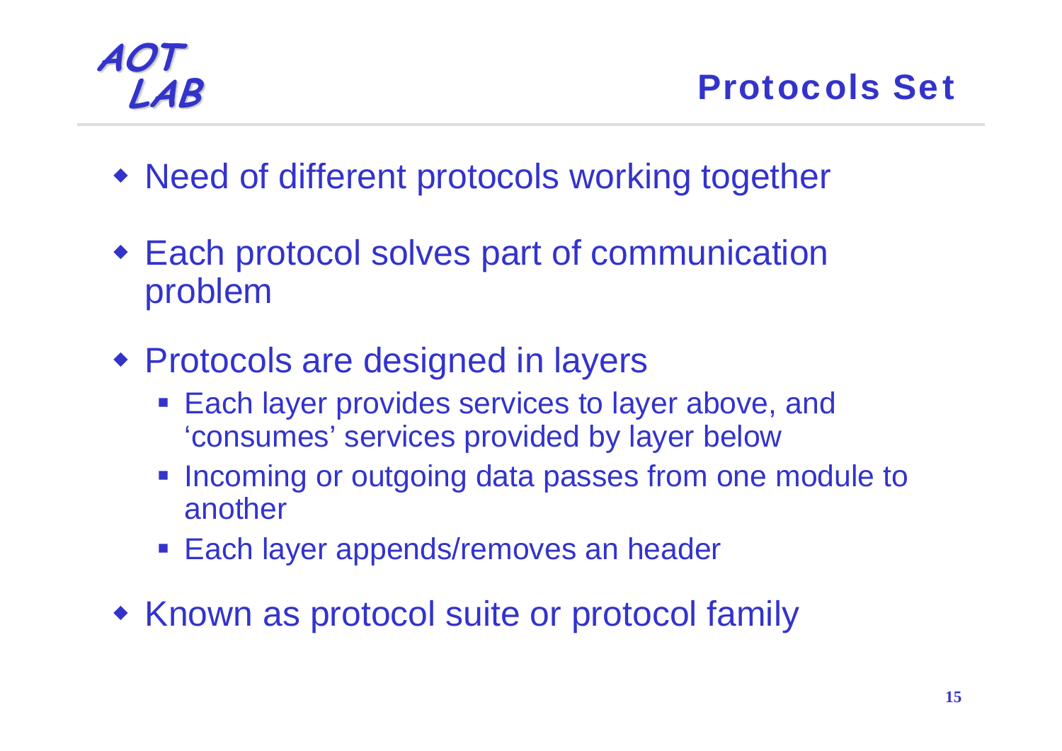# Protocols Set

- Need of different protocols working together
- Each protocol solves part of communication problem
- Protocols are designed in layers
  - Each layer provides services to layer above, and ‘consumes’ services provided by layer below
  - Incoming or outgoing data passes from one module to another
  - Each layer appends/removes an header
- Known as protocol suite or protocol family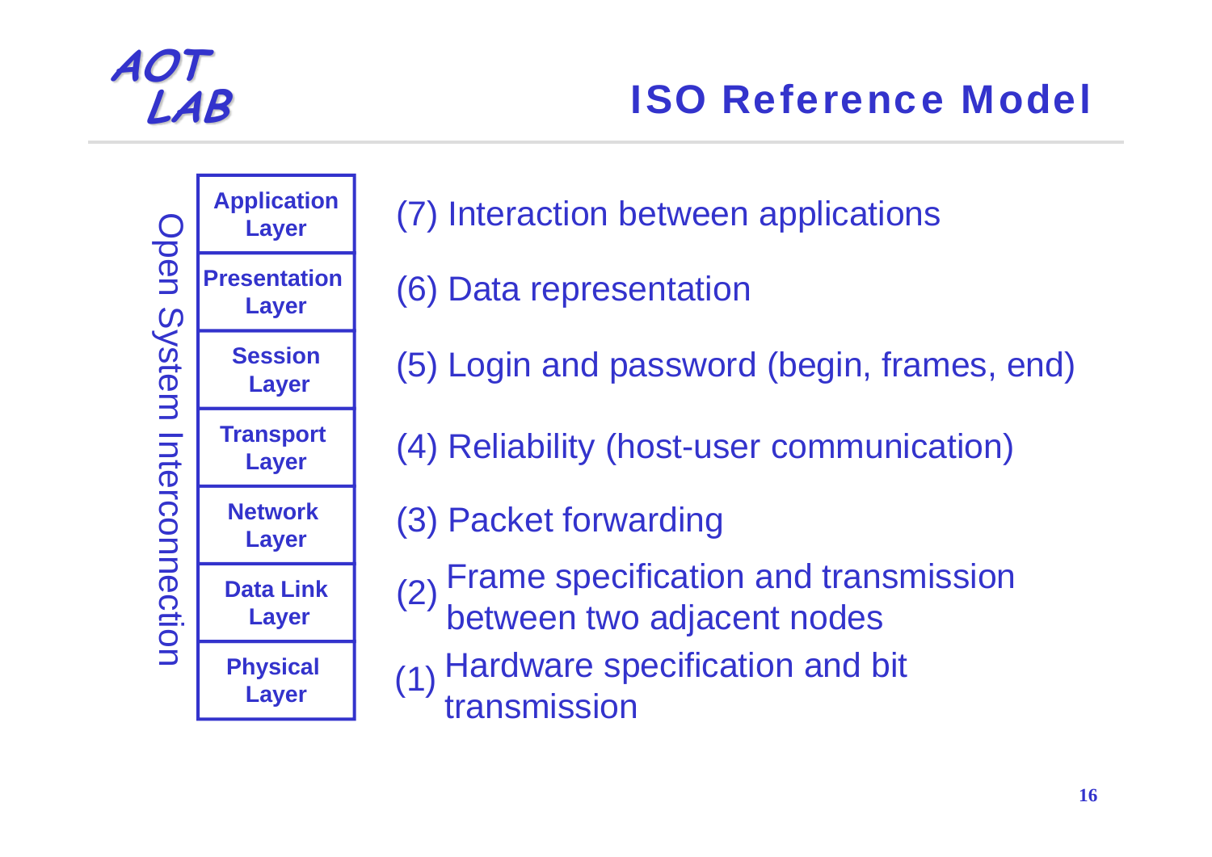# ISO Reference Model

Open System Interconnection

| Layer | Description |
| --- | --- |
| Application Layer | (7) Interaction between applications |
| Presentation Layer | (6) Data representation |
| Session Layer | (5) Login and password (begin, frames, end) |
| Transport Layer | (4) Reliability (host-user communication) |
| Network Layer | (3) Packet forwarding |
| Data Link Layer | (2) Frame specification and transmission between two adjacent nodes |
| Physical Layer | (1) Hardware specification and bit transmission |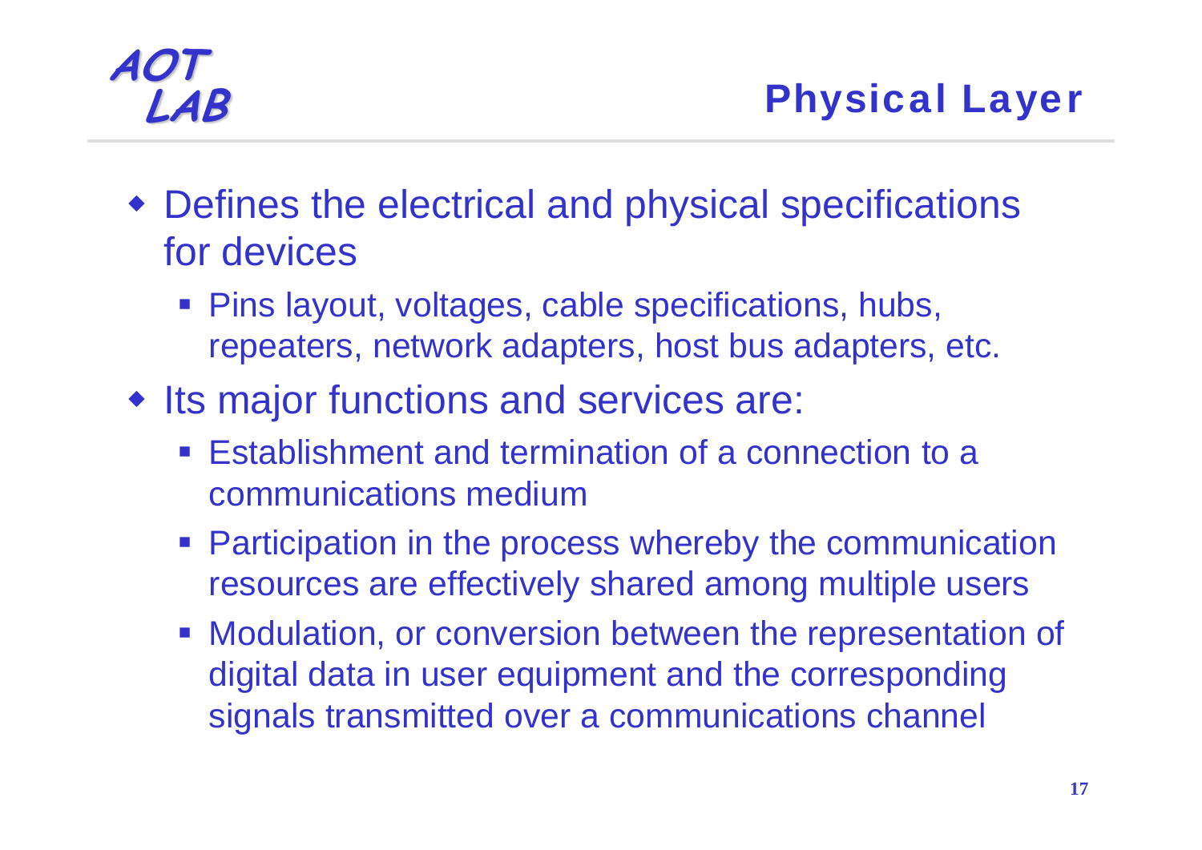AOT LAB

# Physical Layer

- Defines the electrical and physical specifications for devices
  - Pins layout, voltages, cable specifications, hubs, repeaters, network adapters, host bus adapters, etc.
- Its major functions and services are:
  - Establishment and termination of a connection to a communications medium
  - Participation in the process whereby the communication resources are effectively shared among multiple users
  - Modulation, or conversion between the representation of digital data in user equipment and the corresponding signals transmitted over a communications channel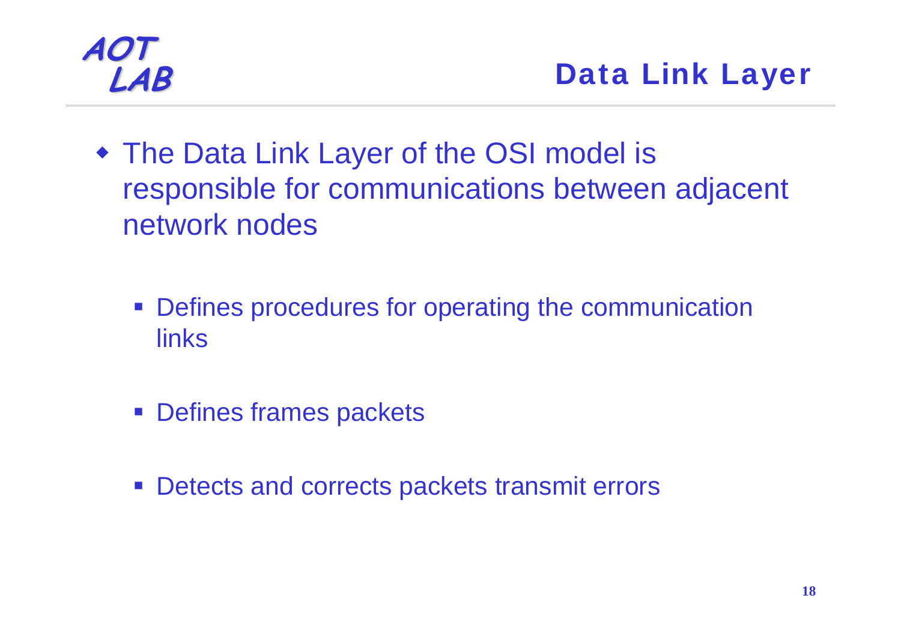# Data Link Layer

- The Data Link Layer of the OSI model is responsible for communications between adjacent network nodes
  - Defines procedures for operating the communication links
  - Defines frames packets
  - Detects and corrects packets transmit errors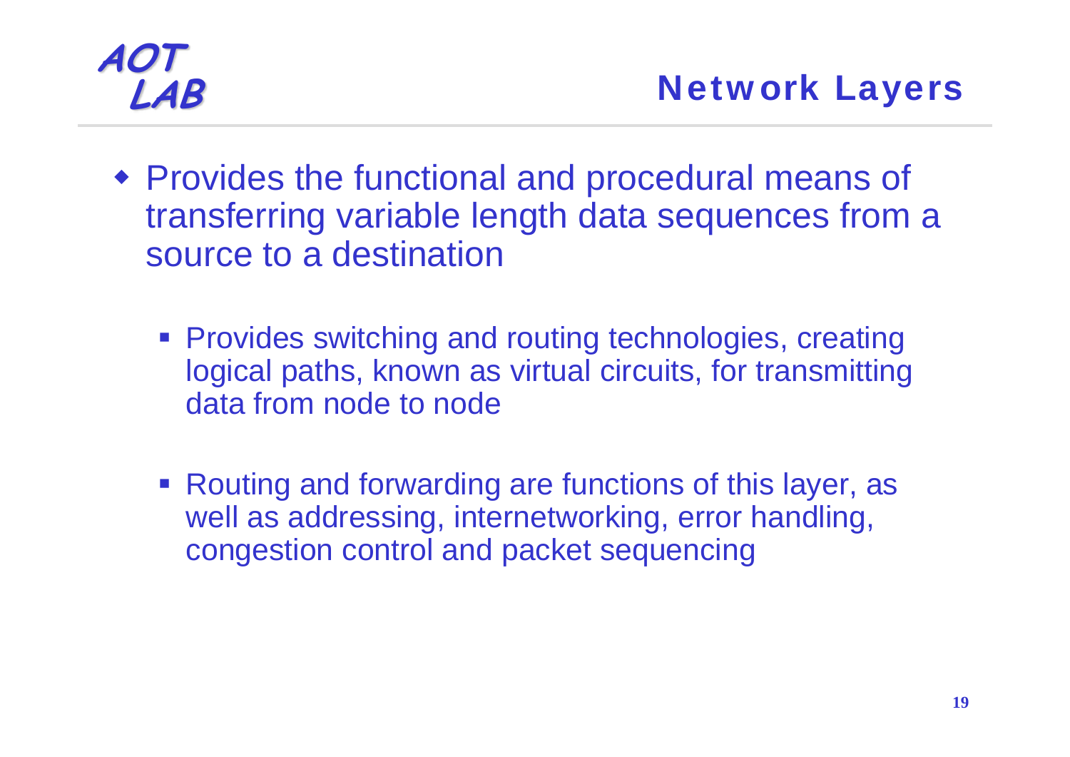# Network Layers

- Provides the functional and procedural means of transferring variable length data sequences from a source to a destination
  - Provides switching and routing technologies, creating logical paths, known as virtual circuits, for transmitting data from node to node
  - Routing and forwarding are functions of this layer, as well as addressing, internetworking, error handling, congestion control and packet sequencing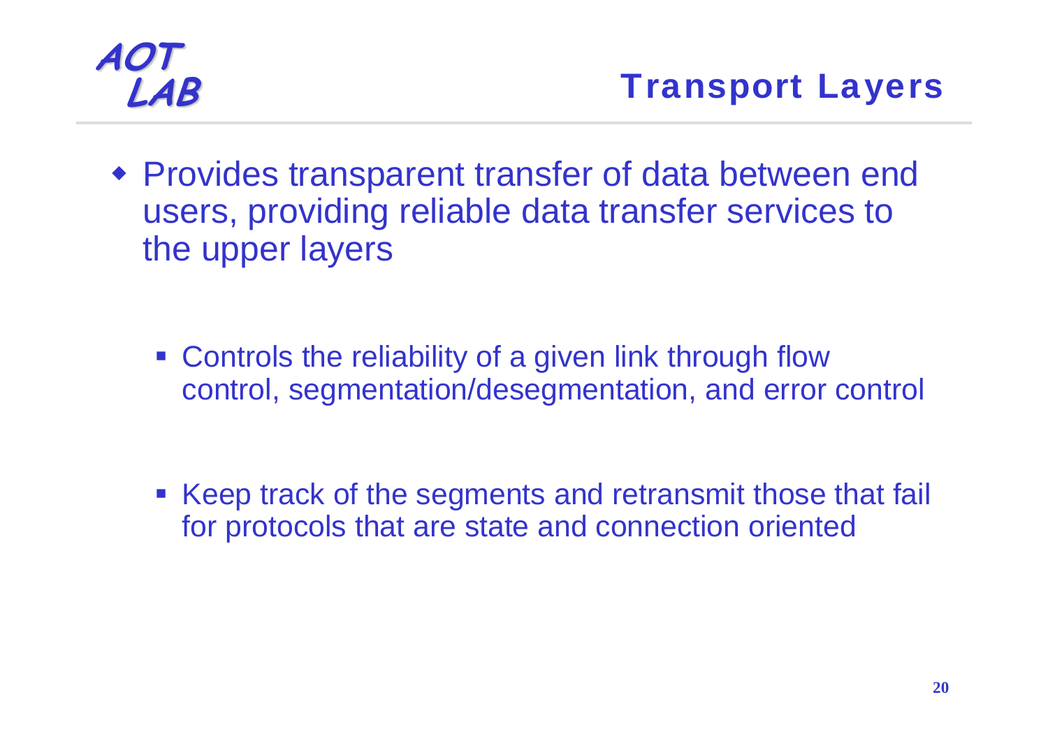## Transport Layers

- Provides transparent transfer of data between end users, providing reliable data transfer services to the upper layers
  - Controls the reliability of a given link through flow control, segmentation/desegmentation, and error control
  - Keep track of the segments and retransmit those that fail for protocols that are state and connection oriented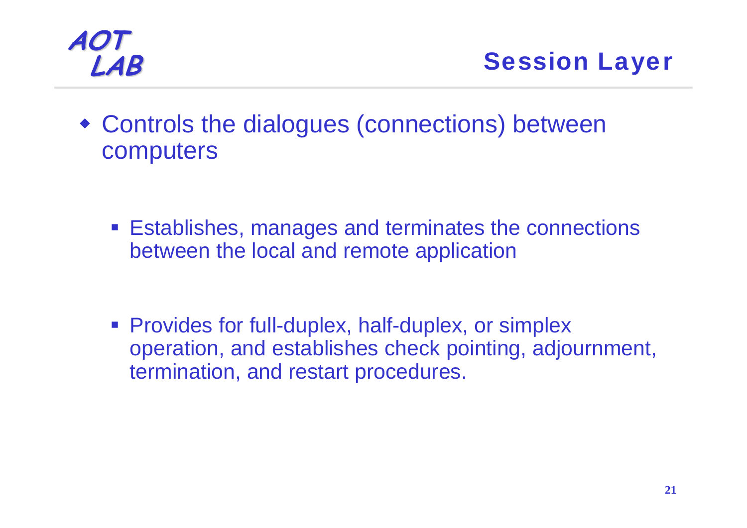# Session Layer

- Controls the dialogues (connections) between computers
  - Establishes, manages and terminates the connections between the local and remote application
  - Provides for full-duplex, half-duplex, or simplex operation, and establishes check pointing, adjournment, termination, and restart procedures.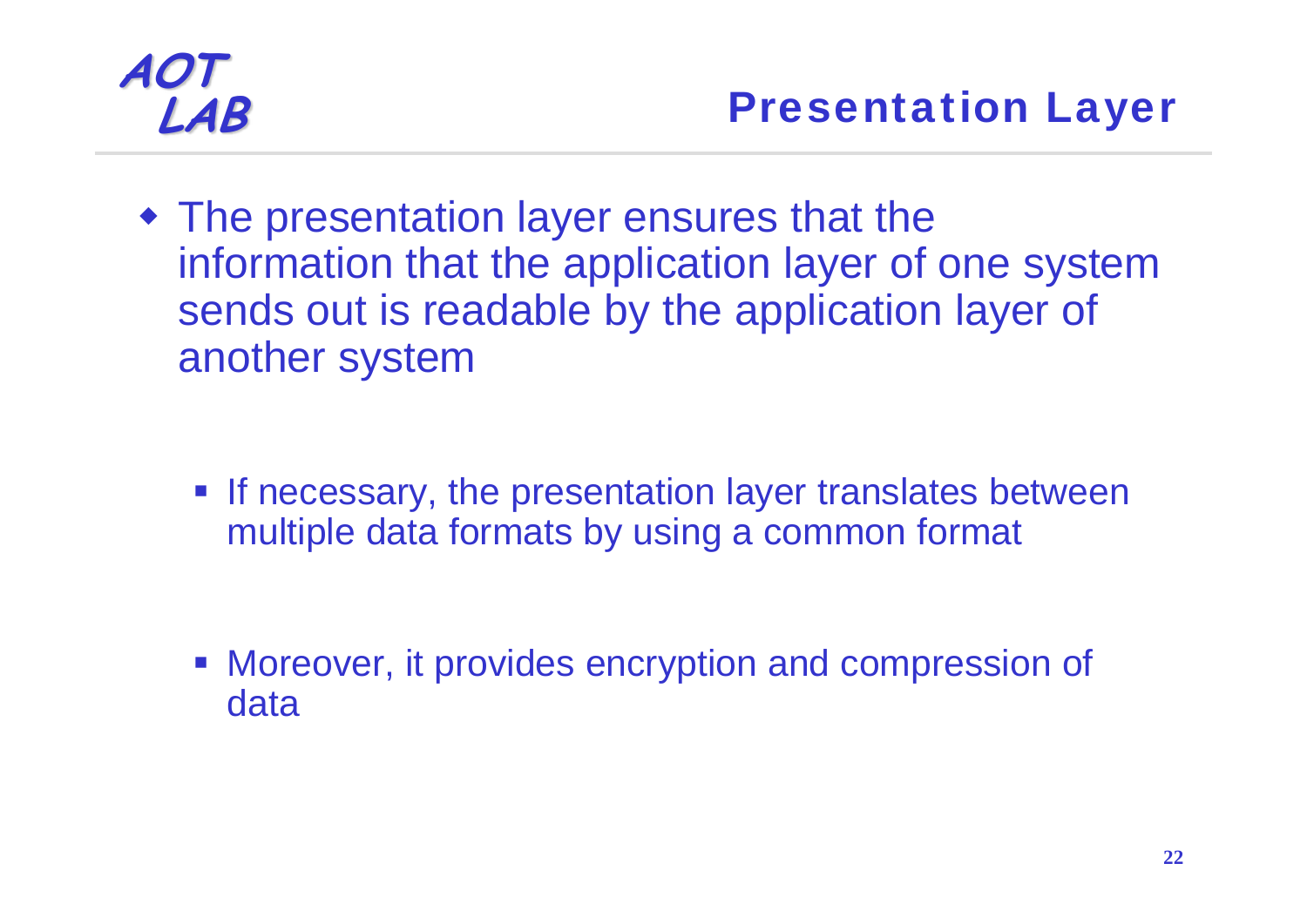# Presentation Layer

- The presentation layer ensures that the information that the application layer of one system sends out is readable by the application layer of another system
  - If necessary, the presentation layer translates between multiple data formats by using a common format
  - Moreover, it provides encryption and compression of data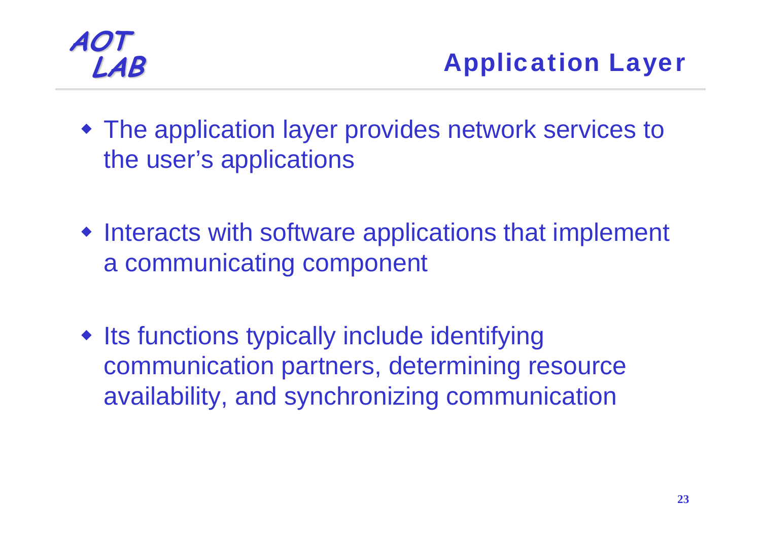# Application Layer

- The application layer provides network services to the user's applications

- Interacts with software applications that implement a communicating component

- Its functions typically include identifying communication partners, determining resource availability, and synchronizing communication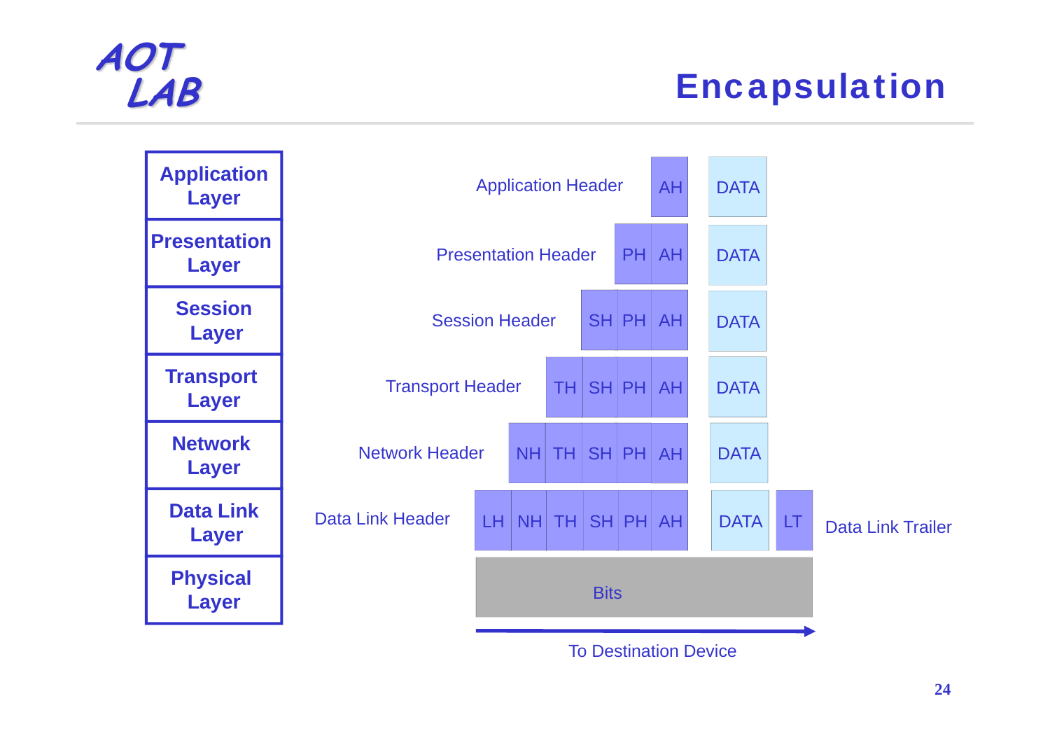# Encapsulation

| Layer | Header | Encapsulated Unit |
|---|---|---|
| Application Layer | Application Header | AH DATA |
| Presentation Layer | Presentation Header | PH AH DATA |
| Session Layer | Session Header | SH PH AH DATA |
| Transport Layer | Transport Header | TH SH PH AH DATA |
| Network Layer | Network Header | NH TH SH PH AH DATA |
| Data Link Layer | Data Link Header / Data Link Trailer | LH NH TH SH PH AH DATA LT |
| Physical Layer | | Bits |

To Destination Device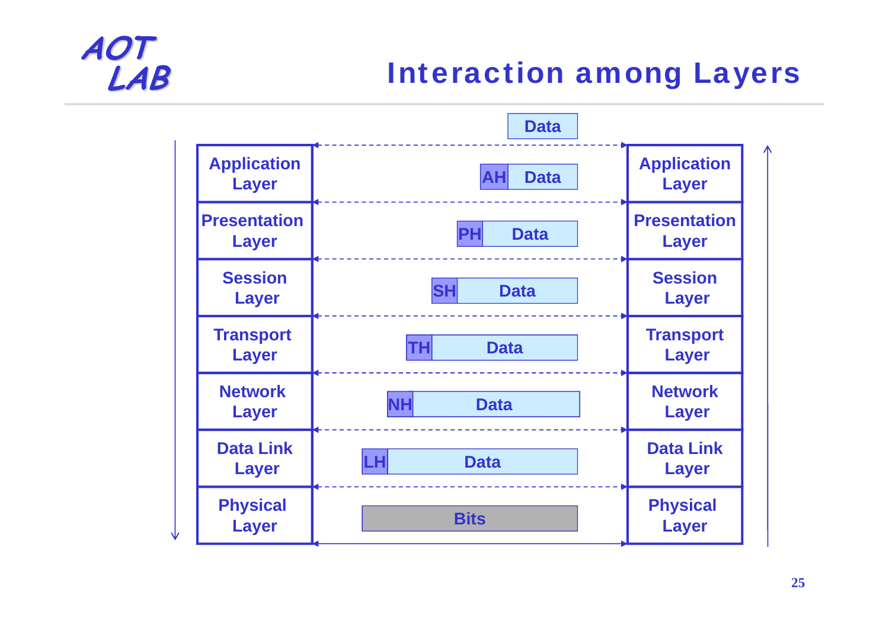# Interaction among Layers

| Sender | Data unit | Receiver |
|---|---|---|
| | Data | |
| Application Layer | AH Data | Application Layer |
| Presentation Layer | PH Data | Presentation Layer |
| Session Layer | SH Data | Session Layer |
| Transport Layer | TH Data | Transport Layer |
| Network Layer | NH Data | Network Layer |
| Data Link Layer | LH Data | Data Link Layer |
| Physical Layer | Bits | Physical Layer |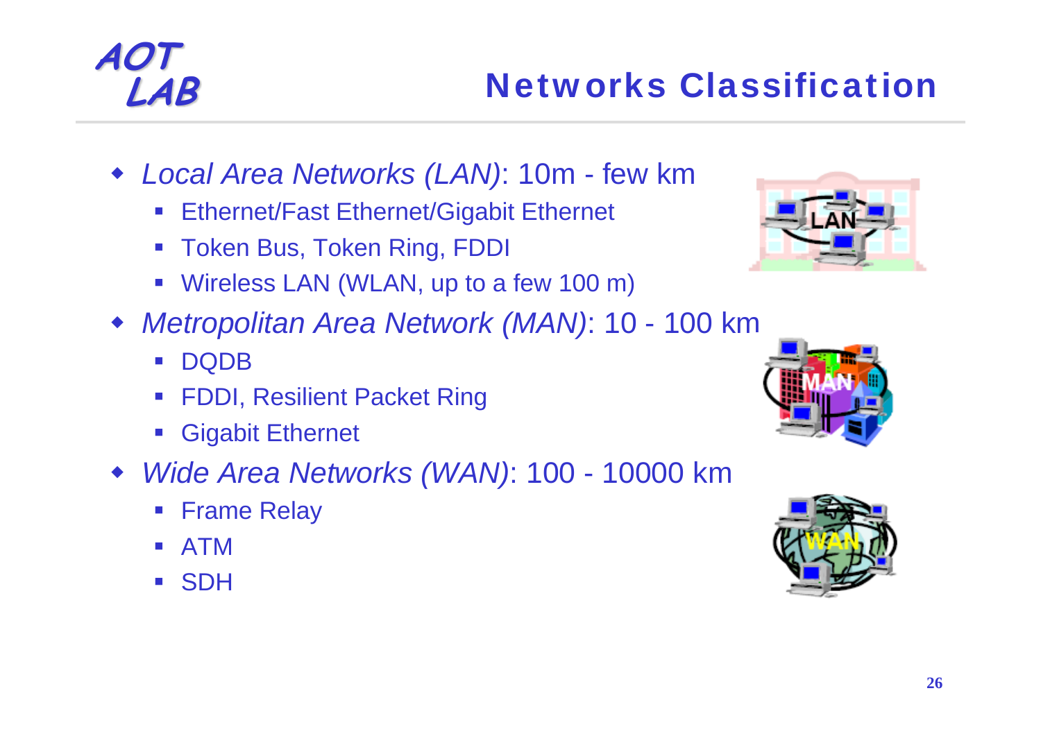# Networks Classification

- *Local Area Networks (LAN)*: 10m - few km
  - Ethernet/Fast Ethernet/Gigabit Ethernet
  - Token Bus, Token Ring, FDDI
  - Wireless LAN (WLAN, up to a few 100 m)
- *Metropolitan Area Network (MAN)*: 10 - 100 km
  - DQDB
  - FDDI, Resilient Packet Ring
  - Gigabit Ethernet
- *Wide Area Networks (WAN)*: 100 - 10000 km
  - Frame Relay
  - ATM
  - SDH